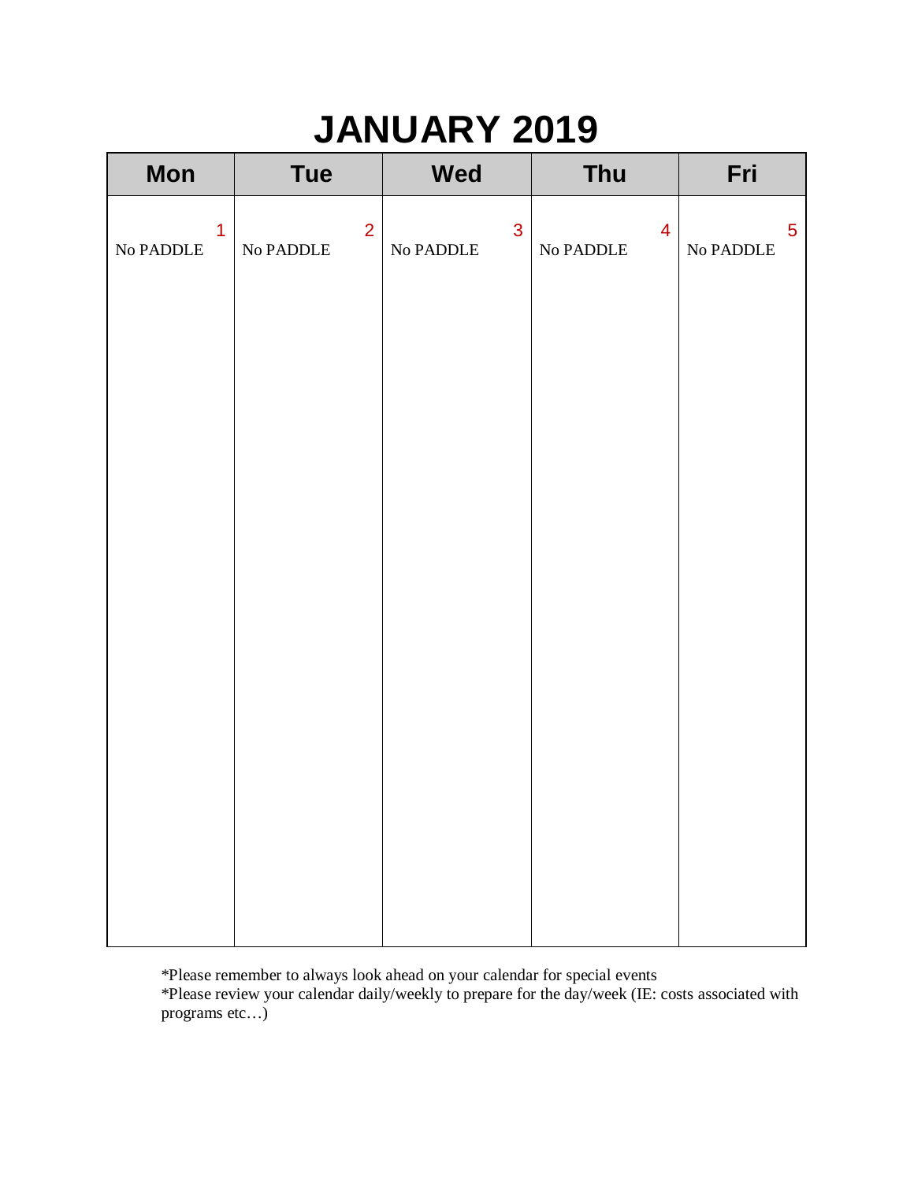# JANUARY 2019

| Mon | Tue | Wed | Thu | Fri |
|---|---|---|---|---|
| 1 No PADDLE | 2 No PADDLE | 3 No PADDLE | 4 No PADDLE | 5 No PADDLE |

*Please remember to always look ahead on your calendar for special events
*Please review your calendar daily/weekly to prepare for the day/week (IE: costs associated with programs etc…)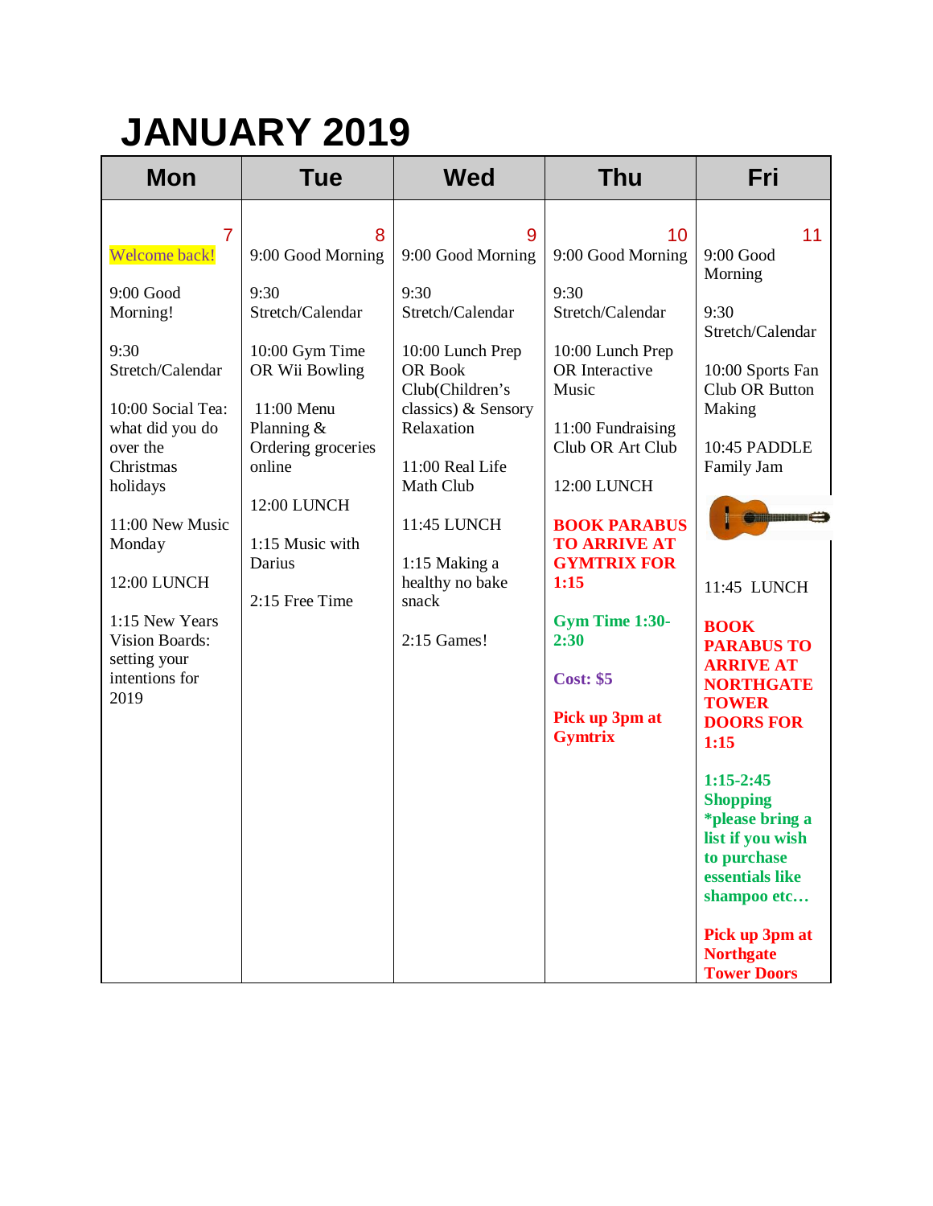# JANUARY 2019

| Mon | Tue | Wed | Thu | Fri |
|---|---|---|---|---|
| 7<br>Welcome back!<br><br>9:00 Good Morning!<br><br>9:30 Stretch/Calendar<br><br>10:00 Social Tea: what did you do over the Christmas holidays<br><br>11:00 New Music Monday<br><br>12:00 LUNCH<br><br>1:15 New Years Vision Boards: setting your intentions for 2019 | 8<br>9:00 Good Morning<br><br>9:30 Stretch/Calendar<br><br>10:00 Gym Time OR Wii Bowling<br><br>11:00 Menu Planning & Ordering groceries online<br><br>12:00 LUNCH<br><br>1:15 Music with Darius<br><br>2:15 Free Time | 9<br>9:00 Good Morning<br><br>9:30 Stretch/Calendar<br><br>10:00 Lunch Prep OR Book Club(Children's classics) & Sensory Relaxation<br><br>11:00 Real Life Math Club<br><br>11:45 LUNCH<br><br>1:15 Making a healthy no bake snack<br><br>2:15 Games! | 10<br>9:00 Good Morning<br><br>9:30 Stretch/Calendar<br><br>10:00 Lunch Prep OR Interactive Music<br><br>11:00 Fundraising Club OR Art Club<br><br>12:00 LUNCH<br><br>**BOOK PARABUS TO ARRIVE AT GYMTRIX FOR 1:15**<br><br>**Gym Time 1:30-2:30**<br><br>**Cost: $5**<br><br>**Pick up 3pm at Gymtrix** | 11<br>9:00 Good Morning<br><br>9:30 Stretch/Calendar<br><br>10:00 Sports Fan Club OR Button Making<br><br>10:45 PADDLE Family Jam<br><br>11:45 LUNCH<br><br>**BOOK PARABUS TO ARRIVE AT NORTHGATE TOWER DOORS FOR 1:15**<br><br>**1:15-2:45 Shopping *please bring a list if you wish to purchase essentials like shampoo etc…**<br><br>**Pick up 3pm at Northgate Tower Doors** |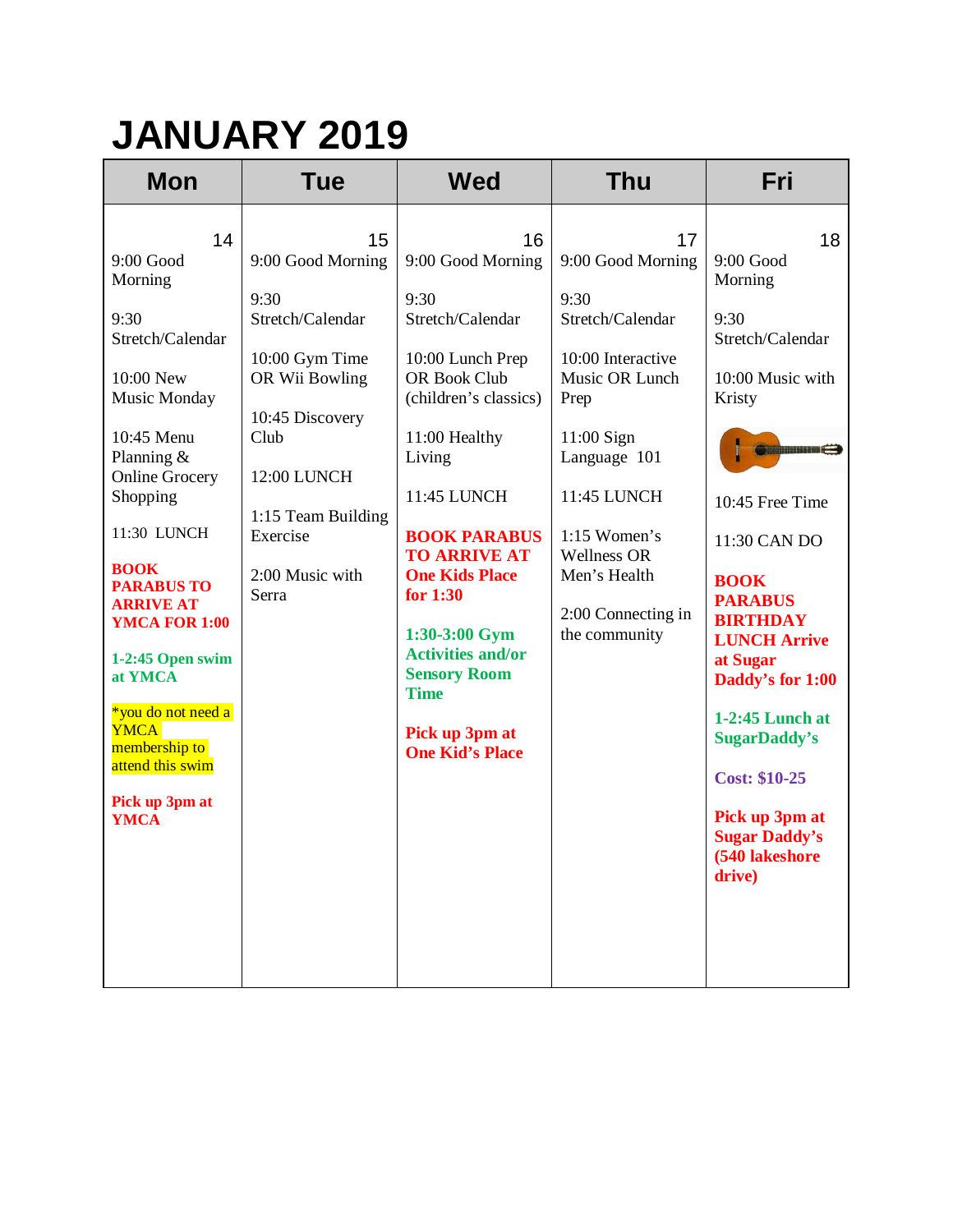# JANUARY 2019

| Mon | Tue | Wed | Thu | Fri |
|---|---|---|---|---|
| 14<br>9:00 Good Morning<br><br>9:30 Stretch/Calendar<br><br>10:00 New Music Monday<br><br>10:45 Menu Planning & Online Grocery Shopping<br><br>11:30 LUNCH<br><br>**BOOK PARABUS TO ARRIVE AT YMCA FOR 1:00**<br><br>**1-2:45 Open swim at YMCA**<br><br>*you do not need a YMCA membership to attend this swim<br><br>**Pick up 3pm at YMCA** | 15<br>9:00 Good Morning<br><br>9:30 Stretch/Calendar<br><br>10:00 Gym Time OR Wii Bowling<br><br>10:45 Discovery Club<br><br>12:00 LUNCH<br><br>1:15 Team Building Exercise<br><br>2:00 Music with Serra | 16<br>9:00 Good Morning<br><br>9:30 Stretch/Calendar<br><br>10:00 Lunch Prep OR Book Club (children's classics)<br><br>11:00 Healthy Living<br><br>11:45 LUNCH<br><br>**BOOK PARABUS TO ARRIVE AT One Kids Place for 1:30**<br><br>**1:30-3:00 Gym Activities and/or Sensory Room Time**<br><br>**Pick up 3pm at One Kid's Place** | 17<br>9:00 Good Morning<br><br>9:30 Stretch/Calendar<br><br>10:00 Interactive Music OR Lunch Prep<br><br>11:00 Sign Language 101<br><br>11:45 LUNCH<br><br>1:15 Women's Wellness OR Men's Health<br><br>2:00 Connecting in the community | 18<br>9:00 Good Morning<br><br>9:30 Stretch/Calendar<br><br>10:00 Music with Kristy<br><br>10:45 Free Time<br><br>11:30 CAN DO<br><br>**BOOK PARABUS BIRTHDAY LUNCH Arrive at Sugar Daddy's for 1:00**<br><br>**1-2:45 Lunch at SugarDaddy's**<br><br>**Cost: $10-25**<br><br>**Pick up 3pm at Sugar Daddy's (540 lakeshore drive)** |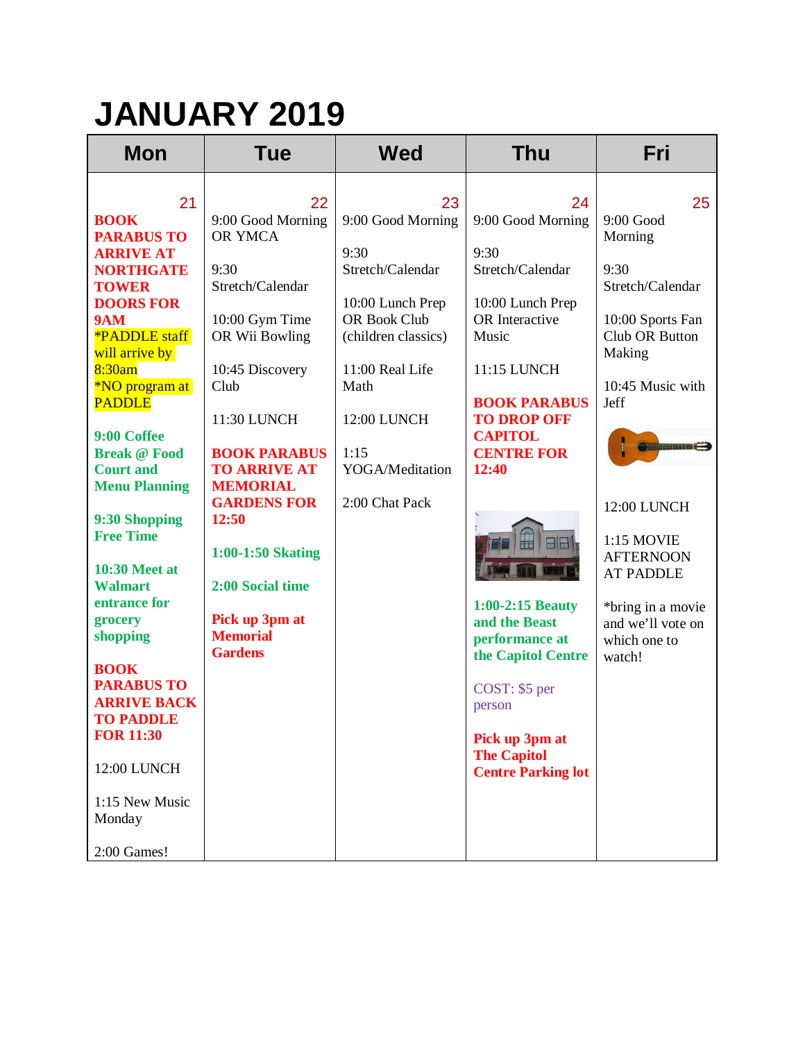# JANUARY 2019

| Mon | Tue | Wed | Thu | Fri |
|---|---|---|---|---|
| 21<br>**BOOK PARABUS TO ARRIVE AT NORTHGATE TOWER DOORS FOR 9AM**<br>*PADDLE staff will arrive by 8:30am<br>*NO program at PADDLE<br><br>**9:00 Coffee Break @ Food Court and Menu Planning**<br><br>**9:30 Shopping Free Time**<br><br>**10:30 Meet at Walmart entrance for grocery shopping**<br><br>**BOOK PARABUS TO ARRIVE BACK TO PADDLE FOR 11:30**<br><br>12:00 LUNCH<br><br>1:15 New Music Monday<br><br>2:00 Games! | 22<br>9:00 Good Morning OR YMCA<br><br>9:30 Stretch/Calendar<br><br>10:00 Gym Time OR Wii Bowling<br><br>10:45 Discovery Club<br><br>11:30 LUNCH<br><br>**BOOK PARABUS TO ARRIVE AT MEMORIAL GARDENS FOR 12:50**<br><br>**1:00-1:50 Skating**<br><br>**2:00 Social time**<br><br>**Pick up 3pm at Memorial Gardens** | 23<br>9:00 Good Morning<br><br>9:30 Stretch/Calendar<br><br>10:00 Lunch Prep OR Book Club (children classics)<br><br>11:00 Real Life Math<br><br>12:00 LUNCH<br><br>1:15 YOGA/Meditation<br><br>2:00 Chat Pack | 24<br>9:00 Good Morning<br><br>9:30 Stretch/Calendar<br><br>10:00 Lunch Prep OR Interactive Music<br><br>11:15 LUNCH<br><br>**BOOK PARABUS TO DROP OFF CAPITOL CENTRE FOR 12:40**<br><br>**1:00-2:15 Beauty and the Beast performance at the Capitol Centre**<br><br>COST: $5 per person<br><br>**Pick up 3pm at The Capitol Centre Parking lot** | 25<br>9:00 Good Morning<br><br>9:30 Stretch/Calendar<br><br>10:00 Sports Fan Club OR Button Making<br><br>10:45 Music with Jeff<br><br>12:00 LUNCH<br><br>1:15 MOVIE AFTERNOON AT PADDLE<br><br>*bring in a movie and we'll vote on which one to watch! |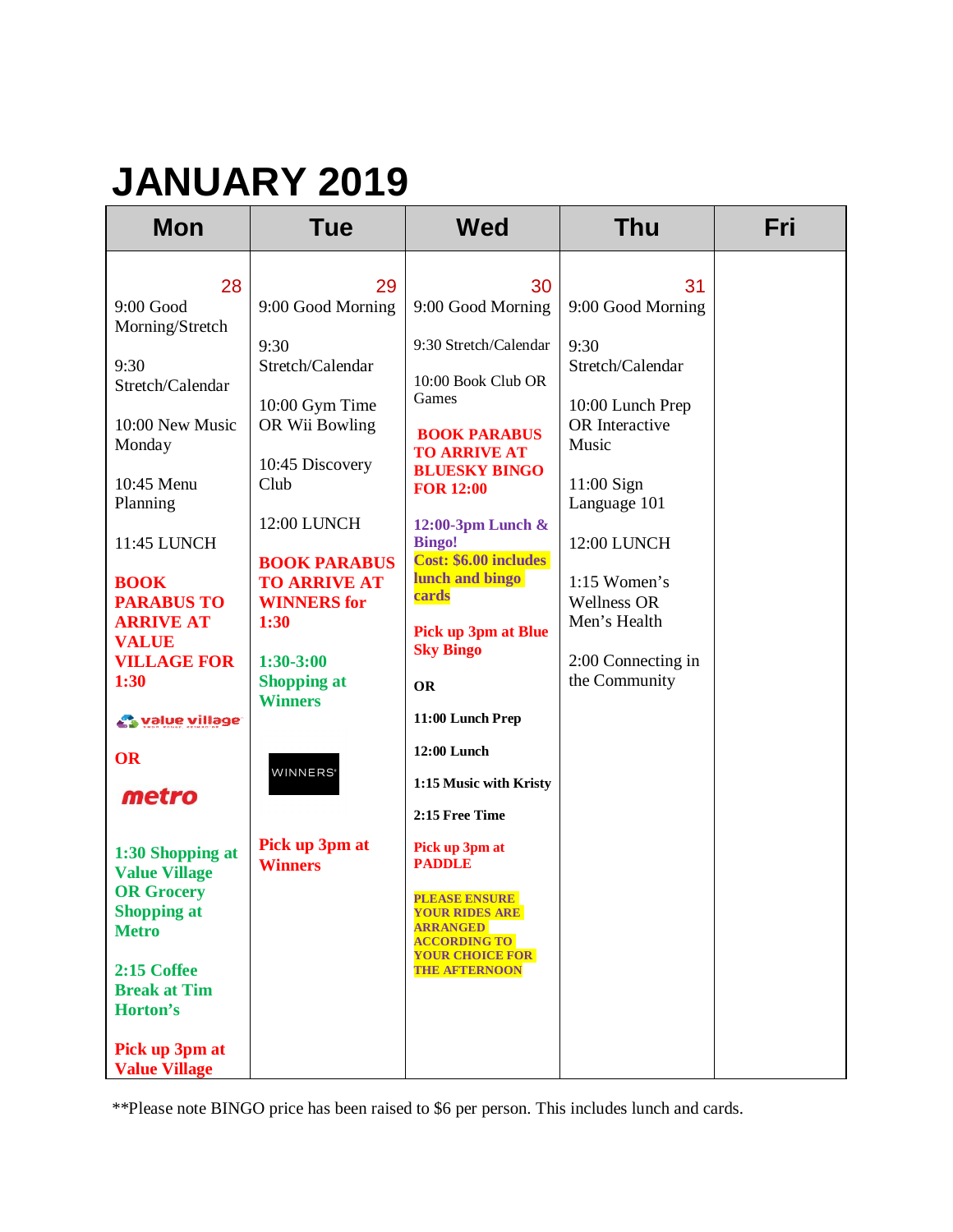# JANUARY 2019

| Mon | Tue | Wed | Thu | Fri |
|---|---|---|---|---|
| 28<br>9:00 Good Morning/Stretch<br><br>9:30 Stretch/Calendar<br><br>10:00 New Music Monday<br><br>10:45 Menu Planning<br><br>11:45 LUNCH<br><br>**BOOK PARABUS TO ARRIVE AT VALUE VILLAGE FOR 1:30**<br><br>value village<br><br>**OR**<br><br>metro<br><br>**1:30 Shopping at Value Village OR Grocery Shopping at Metro**<br><br>**2:15 Coffee Break at Tim Horton's**<br><br>**Pick up 3pm at Value Village** | 29<br>9:00 Good Morning<br><br>9:30 Stretch/Calendar<br><br>10:00 Gym Time OR Wii Bowling<br><br>10:45 Discovery Club<br><br>12:00 LUNCH<br><br>**BOOK PARABUS TO ARRIVE AT WINNERS for 1:30**<br><br>**1:30-3:00 Shopping at Winners**<br><br>WINNERS<br><br>**Pick up 3pm at Winners** | 30<br>9:00 Good Morning<br><br>9:30 Stretch/Calendar<br><br>10:00 Book Club OR Games<br><br>**BOOK PARABUS TO ARRIVE AT BLUESKY BINGO FOR 12:00**<br><br>**12:00-3pm Lunch & Bingo!**<br>**Cost: $6.00 includes lunch and bingo cards**<br><br>**Pick up 3pm at Blue Sky Bingo**<br><br>**OR**<br><br>**11:00 Lunch Prep**<br><br>**12:00 Lunch**<br><br>**1:15 Music with Kristy**<br><br>**2:15 Free Time**<br><br>**Pick up 3pm at PADDLE**<br><br>**PLEASE ENSURE YOUR RIDES ARE ARRANGED ACCORDING TO YOUR CHOICE FOR THE AFTERNOON** | 31<br>9:00 Good Morning<br><br>9:30 Stretch/Calendar<br><br>10:00 Lunch Prep OR Interactive Music<br><br>11:00 Sign Language 101<br><br>12:00 LUNCH<br><br>1:15 Women's Wellness OR Men's Health<br><br>2:00 Connecting in the Community | |

**Please note BINGO price has been raised to $6 per person. This includes lunch and cards.